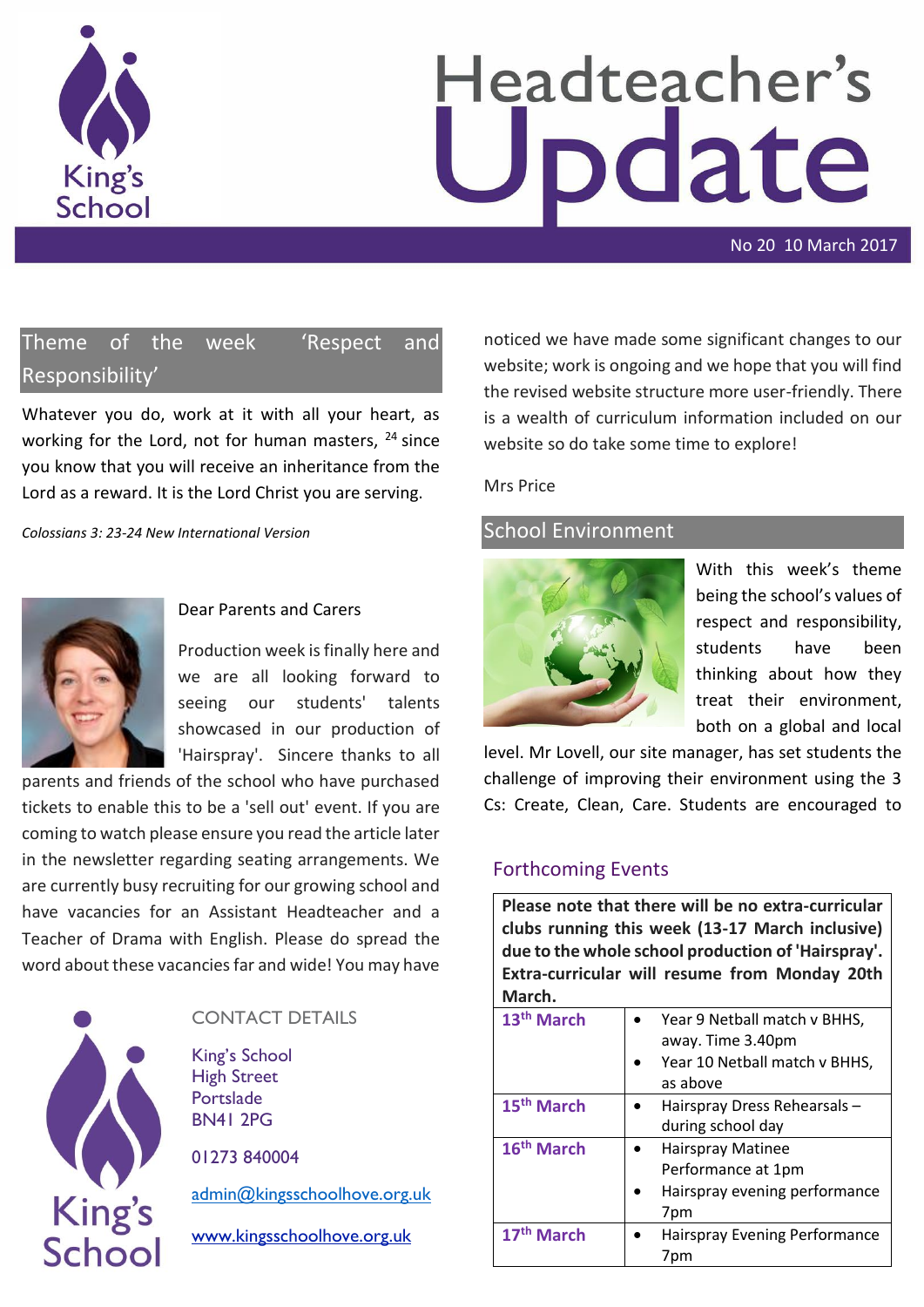# Headteacher's Update

No 20 10 March 2017

## Theme of the week 'Respect and Responsibility'

Whatever you do, work at it with all your heart, as working for the Lord, not for human masters, [24] since you know that you will receive an inheritance from the Lord as a reward. It is the Lord Christ you are serving.

*Colossians 3: 23-24 New International Version*

Dear Parents and Carers

Production week is finally here and we are all looking forward to seeing our students' talents showcased in our production of 'Hairspray'. Sincere thanks to all parents and friends of the school who have purchased tickets to enable this to be a 'sell out' event. If you are coming to watch please ensure you read the article later in the newsletter regarding seating arrangements. We are currently busy recruiting for our growing school and have vacancies for an Assistant Headteacher and a Teacher of Drama with English. Please do spread the word about these vacancies far and wide! You may have noticed we have made some significant changes to our website; work is ongoing and we hope that you will find the revised website structure more user-friendly. There is a wealth of curriculum information included on our website so do take some time to explore!

Mrs Price

### CONTACT DETAILS

King's School
High Street
Portslade
BN41 2PG

01273 840004

admin@kingsschoolhove.org.uk

www.kingsschoolhove.org.uk

## School Environment

With this week's theme being the school's values of respect and responsibility, students have been thinking about how they treat their environment, both on a global and local level. Mr Lovell, our site manager, has set students the challenge of improving their environment using the 3 Cs: Create, Clean, Care. Students are encouraged to

## Forthcoming Events

**Please note that there will be no extra-curricular clubs running this week (13-17 March inclusive) due to the whole school production of 'Hairspray'. Extra-curricular will resume from Monday 20th March.**

| Date | Event |
|---|---|
| **13th March** | • Year 9 Netball match v BHHS, away. Time 3.40pm<br>• Year 10 Netball match v BHHS, as above |
| **15th March** | • Hairspray Dress Rehearsals – during school day |
| **16th March** | • Hairspray Matinee Performance at 1pm<br>• Hairspray evening performance 7pm |
| **17th March** | • Hairspray Evening Performance 7pm |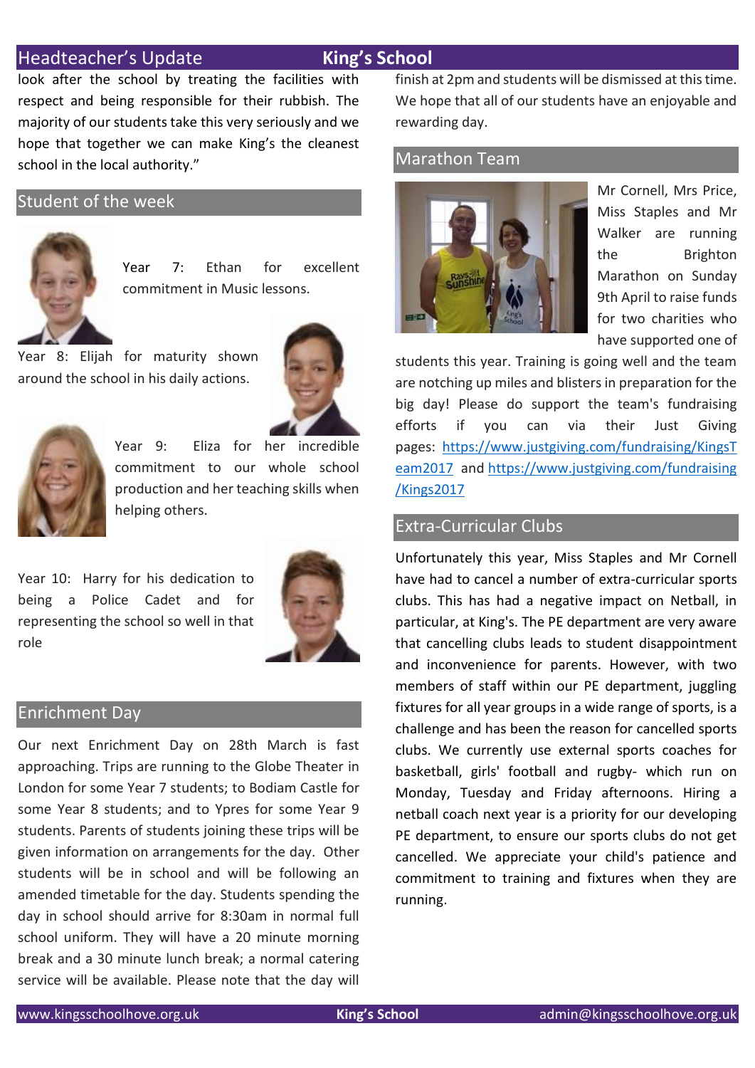look after the school by treating the facilities with respect and being responsible for their rubbish. The majority of our students take this very seriously and we hope that together we can make King's the cleanest school in the local authority."

## Student of the week

Year 7: Ethan for excellent commitment in Music lessons.

Year 8: Elijah for maturity shown around the school in his daily actions.

Year 9: Eliza for her incredible commitment to our whole school production and her teaching skills when helping others.

Year 10: Harry for his dedication to being a Police Cadet and for representing the school so well in that role

## Enrichment Day

Our next Enrichment Day on 28th March is fast approaching. Trips are running to the Globe Theater in London for some Year 7 students; to Bodiam Castle for some Year 8 students; and to Ypres for some Year 9 students. Parents of students joining these trips will be given information on arrangements for the day. Other students will be in school and will be following an amended timetable for the day. Students spending the day in school should arrive for 8:30am in normal full school uniform. They will have a 20 minute morning break and a 30 minute lunch break; a normal catering service will be available. Please note that the day will finish at 2pm and students will be dismissed at this time. We hope that all of our students have an enjoyable and rewarding day.

## Marathon Team

Mr Cornell, Mrs Price, Miss Staples and Mr Walker are running the Brighton Marathon on Sunday 9th April to raise funds for two charities who have supported one of students this year. Training is going well and the team are notching up miles and blisters in preparation for the big day! Please do support the team's fundraising efforts if you can via their Just Giving pages: https://www.justgiving.com/fundraising/KingsTeam2017 and https://www.justgiving.com/fundraising/Kings2017

## Extra-Curricular Clubs

Unfortunately this year, Miss Staples and Mr Cornell have had to cancel a number of extra-curricular sports clubs. This has had a negative impact on Netball, in particular, at King's. The PE department are very aware that cancelling clubs leads to student disappointment and inconvenience for parents. However, with two members of staff within our PE department, juggling fixtures for all year groups in a wide range of sports, is a challenge and has been the reason for cancelled sports clubs. We currently use external sports coaches for basketball, girls' football and rugby- which run on Monday, Tuesday and Friday afternoons. Hiring a netball coach next year is a priority for our developing PE department, to ensure our sports clubs do not get cancelled. We appreciate your child's patience and commitment to training and fixtures when they are running.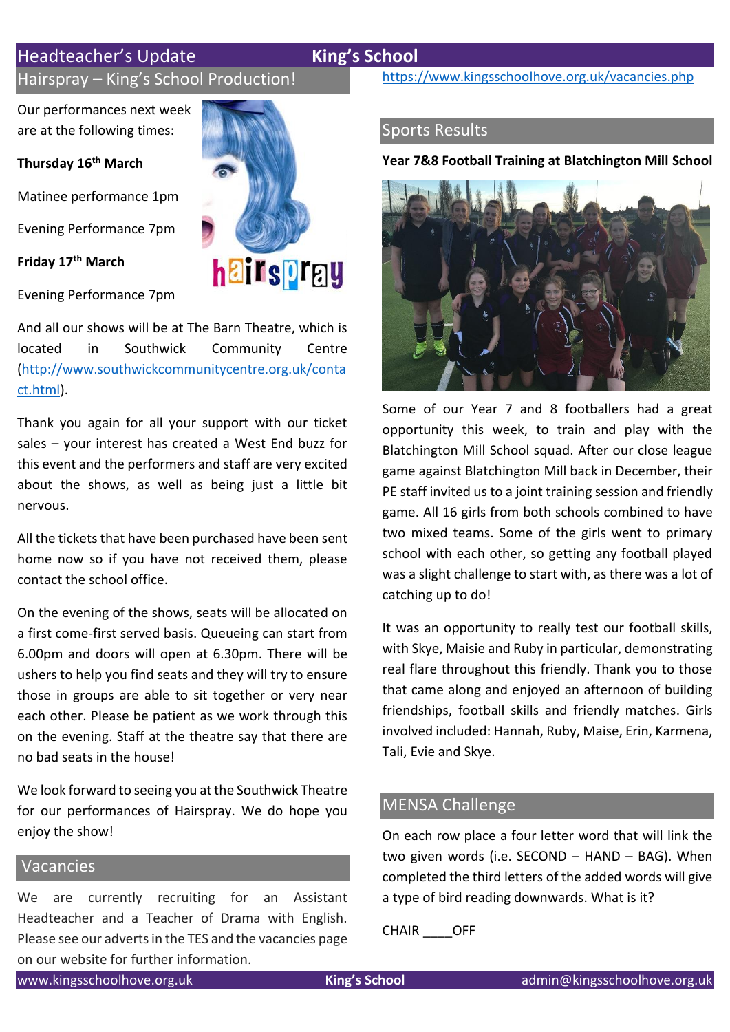## Hairspray – King's School Production!

Our performances next week are at the following times:

**Thursday 16th March**

Matinee performance 1pm

Evening Performance 7pm

**Friday 17th March**

Evening Performance 7pm

And all our shows will be at The Barn Theatre, which is located in Southwick Community Centre (http://www.southwickcommunitycentre.org.uk/contact.html).

Thank you again for all your support with our ticket sales – your interest has created a West End buzz for this event and the performers and staff are very excited about the shows, as well as being just a little bit nervous.

All the tickets that have been purchased have been sent home now so if you have not received them, please contact the school office.

On the evening of the shows, seats will be allocated on a first come-first served basis. Queueing can start from 6.00pm and doors will open at 6.30pm. There will be ushers to help you find seats and they will try to ensure those in groups are able to sit together or very near each other. Please be patient as we work through this on the evening. Staff at the theatre say that there are no bad seats in the house!

We look forward to seeing you at the Southwick Theatre for our performances of Hairspray. We do hope you enjoy the show!

## Vacancies

We are currently recruiting for an Assistant Headteacher and a Teacher of Drama with English. Please see our adverts in the TES and the vacancies page on our website for further information.

https://www.kingsschoolhove.org.uk/vacancies.php

## Sports Results

**Year 7&8 Football Training at Blatchington Mill School**

Some of our Year 7 and 8 footballers had a great opportunity this week, to train and play with the Blatchington Mill School squad. After our close league game against Blatchington Mill back in December, their PE staff invited us to a joint training session and friendly game. All 16 girls from both schools combined to have two mixed teams. Some of the girls went to primary school with each other, so getting any football played was a slight challenge to start with, as there was a lot of catching up to do!

It was an opportunity to really test our football skills, with Skye, Maisie and Ruby in particular, demonstrating real flare throughout this friendly. Thank you to those that came along and enjoyed an afternoon of building friendships, football skills and friendly matches. Girls involved included: Hannah, Ruby, Maise, Erin, Karmena, Tali, Evie and Skye.

## MENSA Challenge

On each row place a four letter word that will link the two given words (i.e. SECOND – HAND – BAG). When completed the third letters of the added words will give a type of bird reading downwards. What is it?

CHAIR ____OFF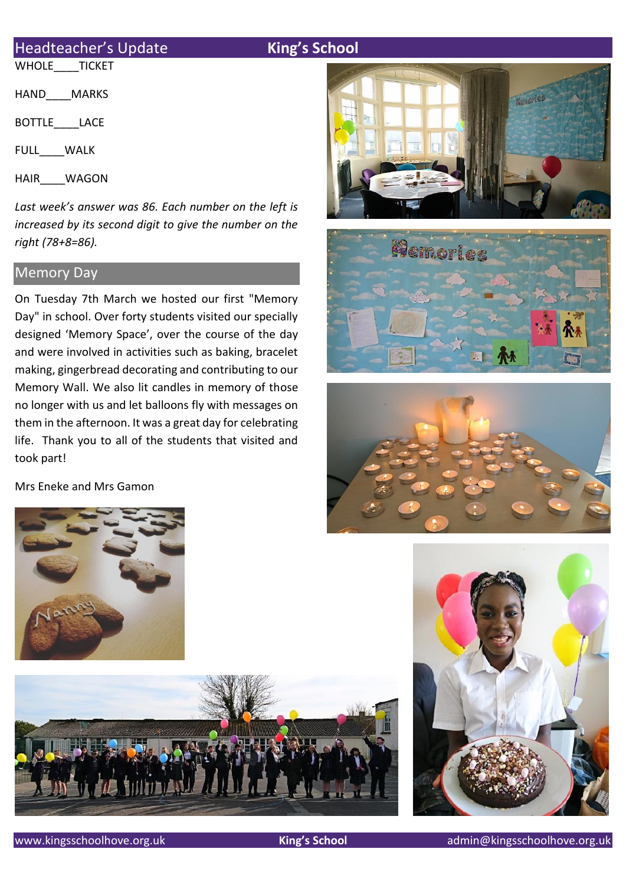## Headteacher's Update

WHOLE____TICKET

HAND____MARKS

BOTTLE____LACE

FULL____WALK

HAIR____WAGON

*Last week's answer was 86. Each number on the left is increased by its second digit to give the number on the right (78+8=86).*

## Memory Day

On Tuesday 7th March we hosted our first "Memory Day" in school. Over forty students visited our specially designed 'Memory Space', over the course of the day and were involved in activities such as baking, bracelet making, gingerbread decorating and contributing to our Memory Wall. We also lit candles in memory of those no longer with us and let balloons fly with messages on them in the afternoon. It was a great day for celebrating life. Thank you to all of the students that visited and took part!

Mrs Eneke and Mrs Gamon